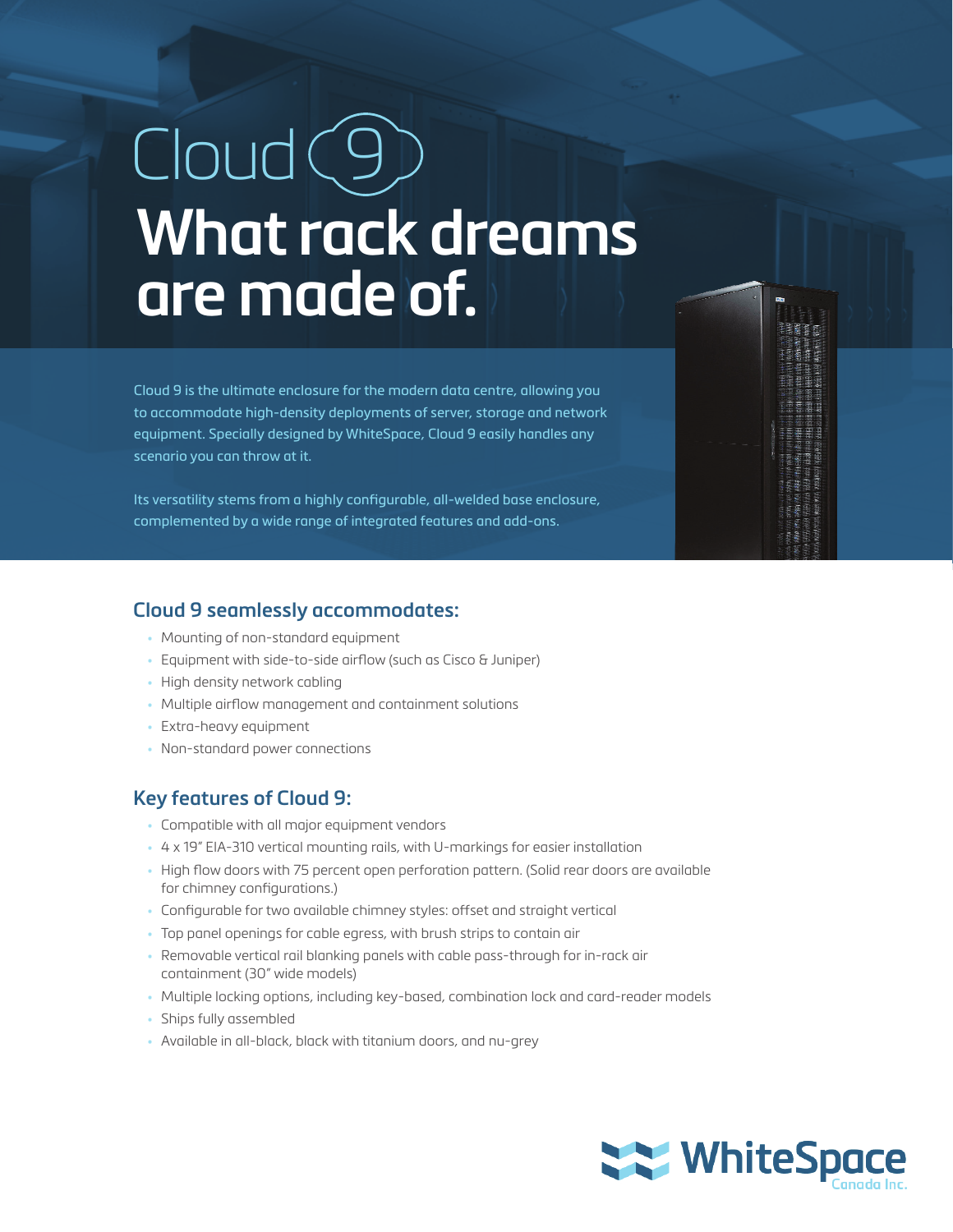# Cloud 9

# What rack dreams are made of.

Cloud 9 is the ultimate enclosure for the modern data centre, allowing you to accommodate high-density deployments of server, storage and network equipment. Specially designed by WhiteSpace, Cloud 9 easily handles any scenario you can throw at it.

Its versatility stems from a highly configurable, all-welded base enclosure, complemented by a wide range of integrated features and add-ons.

## Cloud 9 seamlessly accommodates:

- Mounting of non-standard equipment
- Equipment with side-to-side airflow (such as Cisco & Juniper)
- High density network cabling
- Multiple airflow management and containment solutions
- Extra-heavy equipment
- Non-standard power connections

## Key features of Cloud 9:

- Compatible with all major equipment vendors
- 4 x 19" EIA-310 vertical mounting rails, with U-markings for easier installation
- High flow doors with 75 percent open perforation pattern. (Solid rear doors are available for chimney configurations.)
- Configurable for two available chimney styles: offset and straight vertical
- Top panel openings for cable egress, with brush strips to contain air
- Removable vertical rail blanking panels with cable pass-through for in-rack air containment (30" wide models)
- Multiple locking options, including key-based, combination lock and card-reader models
- Ships fully assembled
- Available in all-black, black with titanium doors, and nu-grey

WhiteSpace Canada Inc.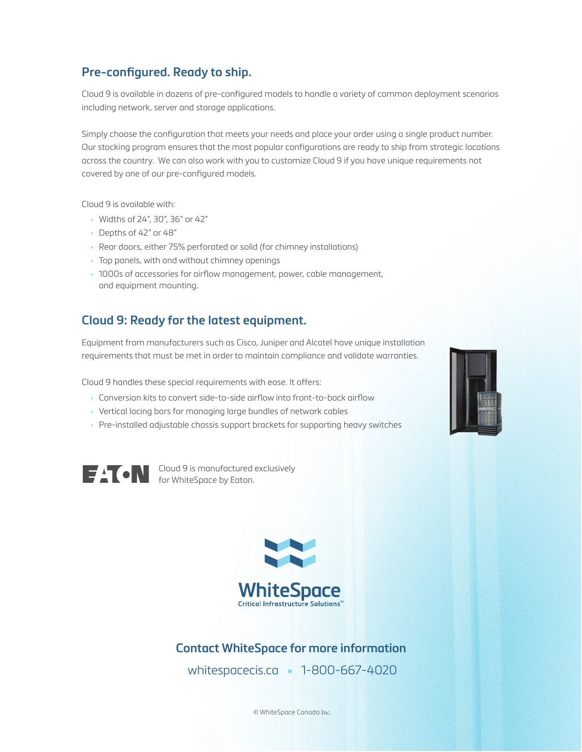## Pre-configured. Ready to ship.

Cloud 9 is available in dozens of pre-configured models to handle a variety of common deployment scenarios including network, server and storage applications.

Simply choose the configuration that meets your needs and place your order using a single product number. Our stocking program ensures that the most popular configurations are ready to ship from strategic locations across the country. We can also work with you to customize Cloud 9 if you have unique requirements not covered by one of our pre-configured models.

Cloud 9 is available with:

- Widths of 24", 30", 36" or 42"
- Depths of 42" or 48"
- Rear doors, either 75% perforated or solid (for chimney installations)
- Top panels, with and without chimney openings
- 1000s of accessories for airflow management, power, cable management, and equipment mounting.

## Cloud 9: Ready for the latest equipment.

Equipment from manufacturers such as Cisco, Juniper and Alcatel have unique installation requirements that must be met in order to maintain compliance and validate warranties.

Cloud 9 handles these special requirements with ease. It offers:

- Conversion kits to convert side-to-side airflow into front-to-back airflow
- Vertical lacing bars for managing large bundles of network cables
- Pre-installed adjustable chassis support brackets for supporting heavy switches

EATON

Cloud 9 is manufactured exclusively for WhiteSpace by Eaton.

WhiteSpace
Critical Infrastructure Solutions™

### Contact WhiteSpace for more information

whitespacecis.ca • 1-800-667-4020

© WhiteSpace Canada Inc.